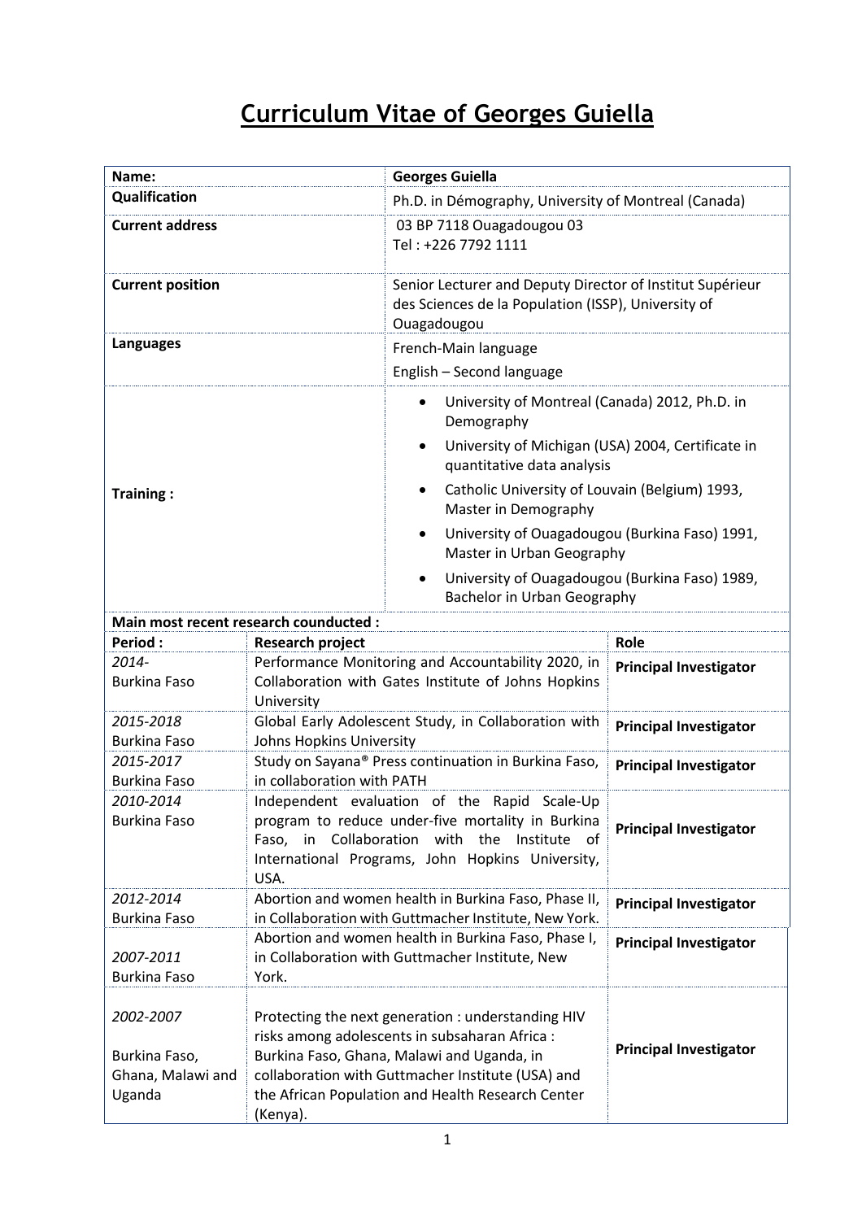# Curriculum Vitae of Georges Guiella

| **Name:** | **Georges Guiella** |
|---|---|
| **Qualification** | Ph.D. in Démography, University of Montreal (Canada) |
| **Current address** | 03 BP 7118 Ouagadougou 03<br>Tel : +226 7792 1111 |
| **Current position** | Senior Lecturer and Deputy Director of Institut Supérieur des Sciences de la Population (ISSP), University of Ouagadougou |
| **Languages** | French-Main language<br>English – Second language |
| **Training :** | • University of Montreal (Canada) 2012, Ph.D. in Demography<br>• University of Michigan (USA) 2004, Certificate in quantitative data analysis<br>• Catholic University of Louvain (Belgium) 1993, Master in Demography<br>• University of Ouagadougou (Burkina Faso) 1991, Master in Urban Geography<br>• University of Ouagadougou (Burkina Faso) 1989, Bachelor in Urban Geography |

**Main most recent research counducted :**

| **Period :** | **Research project** | **Role** |
|---|---|---|
| *2014-*<br>Burkina Faso | Performance Monitoring and Accountability 2020, in Collaboration with Gates Institute of Johns Hopkins University | **Principal Investigator** |
| *2015-2018*<br>Burkina Faso | Global Early Adolescent Study, in Collaboration with Johns Hopkins University | **Principal Investigator** |
| *2015-2017*<br>Burkina Faso | Study on Sayana® Press continuation in Burkina Faso, in collaboration with PATH | **Principal Investigator** |
| *2010-2014*<br>Burkina Faso | Independent evaluation of the Rapid Scale-Up program to reduce under-five mortality in Burkina Faso, in Collaboration with the Institute of International Programs, John Hopkins University, USA. | **Principal Investigator** |
| *2012-2014*<br>Burkina Faso | Abortion and women health in Burkina Faso, Phase II, in Collaboration with Guttmacher Institute, New York. | **Principal Investigator** |
| *2007-2011*<br>Burkina Faso | Abortion and women health in Burkina Faso, Phase I, in Collaboration with Guttmacher Institute, New York. | **Principal Investigator** |
| *2002-2007*<br>Burkina Faso, Ghana, Malawi and Uganda | Protecting the next generation : understanding HIV risks among adolescents in subsaharan Africa : Burkina Faso, Ghana, Malawi and Uganda, in collaboration with Guttmacher Institute (USA) and the African Population and Health Research Center (Kenya). | **Principal Investigator** |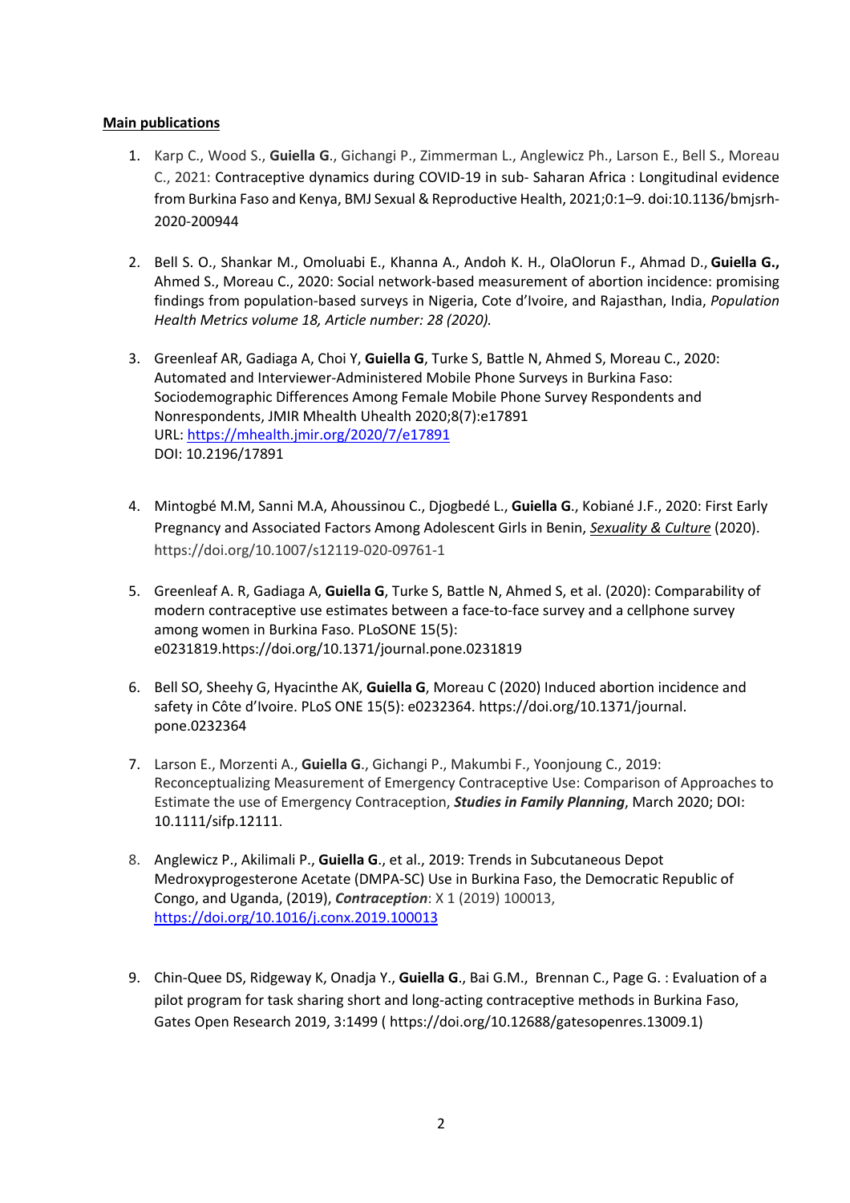**Main publications**

1. Karp C., Wood S., **Guiella G**., Gichangi P., Zimmerman L., Anglewicz Ph., Larson E., Bell S., Moreau C., 2021: Contraceptive dynamics during COVID-19 in sub- Saharan Africa : Longitudinal evidence from Burkina Faso and Kenya, BMJ Sexual & Reproductive Health, 2021;0:1–9. doi:10.1136/bmjsrh-2020-200944

2. Bell S. O., Shankar M., Omoluabi E., Khanna A., Andoh K. H., OlaOlorun F., Ahmad D., **Guiella G.,** Ahmed S., Moreau C., 2020: Social network-based measurement of abortion incidence: promising findings from population-based surveys in Nigeria, Cote d'Ivoire, and Rajasthan, India, *Population Health Metrics volume 18, Article number: 28 (2020).*

3. Greenleaf AR, Gadiaga A, Choi Y, **Guiella G**, Turke S, Battle N, Ahmed S, Moreau C., 2020: Automated and Interviewer-Administered Mobile Phone Surveys in Burkina Faso: Sociodemographic Differences Among Female Mobile Phone Survey Respondents and Nonrespondents, JMIR Mhealth Uhealth 2020;8(7):e17891
URL: https://mhealth.jmir.org/2020/7/e17891
DOI: 10.2196/17891

4. Mintogbé M.M, Sanni M.A, Ahoussinou C., Djogbedé L., **Guiella G**., Kobiané J.F., 2020: First Early Pregnancy and Associated Factors Among Adolescent Girls in Benin, *Sexuality & Culture* (2020). https://doi.org/10.1007/s12119-020-09761-1

5. Greenleaf A. R, Gadiaga A, **Guiella G**, Turke S, Battle N, Ahmed S, et al. (2020): Comparability of modern contraceptive use estimates between a face-to-face survey and a cellphone survey among women in Burkina Faso. PLoSONE 15(5): e0231819.https://doi.org/10.1371/journal.pone.0231819

6. Bell SO, Sheehy G, Hyacinthe AK, **Guiella G**, Moreau C (2020) Induced abortion incidence and safety in Côte d'Ivoire. PLoS ONE 15(5): e0232364. https://doi.org/10.1371/journal.pone.0232364

7. Larson E., Morzenti A., **Guiella G**., Gichangi P., Makumbi F., Yoonjoung C., 2019: Reconceptualizing Measurement of Emergency Contraceptive Use: Comparison of Approaches to Estimate the use of Emergency Contraception, ***Studies in Family Planning***, March 2020; DOI: 10.1111/sifp.12111.

8. Anglewicz P., Akilimali P., **Guiella G**., et al., 2019: Trends in Subcutaneous Depot Medroxyprogesterone Acetate (DMPA-SC) Use in Burkina Faso, the Democratic Republic of Congo, and Uganda, (2019), ***Contraception***: X 1 (2019) 100013, https://doi.org/10.1016/j.conx.2019.100013

9. Chin-Quee DS, Ridgeway K, Onadja Y., **Guiella G**., Bai G.M., Brennan C., Page G. : Evaluation of a pilot program for task sharing short and long-acting contraceptive methods in Burkina Faso, Gates Open Research 2019, 3:1499 ( https://doi.org/10.12688/gatesopenres.13009.1)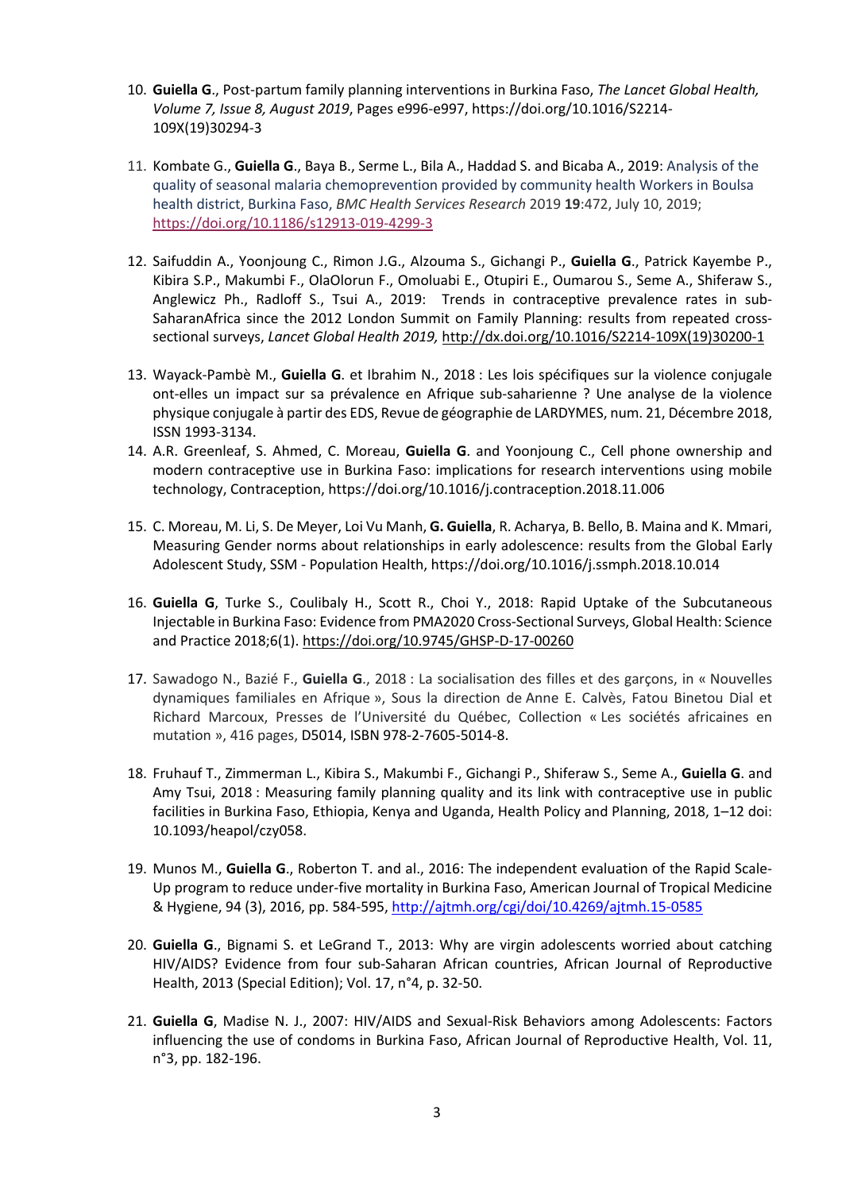10. **Guiella G**., Post-partum family planning interventions in Burkina Faso, *The Lancet Global Health, Volume 7, Issue 8, August 2019*, Pages e996-e997, https://doi.org/10.1016/S2214-109X(19)30294-3

11. Kombate G., **Guiella G**., Baya B., Serme L., Bila A., Haddad S. and Bicaba A., 2019: Analysis of the quality of seasonal malaria chemoprevention provided by community health Workers in Boulsa health district, Burkina Faso, *BMC Health Services Research* 2019 **19**:472, July 10, 2019; https://doi.org/10.1186/s12913-019-4299-3

12. Saifuddin A., Yoonjoung C., Rimon J.G., Alzouma S., Gichangi P., **Guiella G**., Patrick Kayembe P., Kibira S.P., Makumbi F., OlaOlorun F., Omoluabi E., Otupiri E., Oumarou S., Seme A., Shiferaw S., Anglewicz Ph., Radloff S., Tsui A., 2019: Trends in contraceptive prevalence rates in sub-SaharanAfrica since the 2012 London Summit on Family Planning: results from repeated cross-sectional surveys, *Lancet Global Health 2019,* http://dx.doi.org/10.1016/S2214-109X(19)30200-1

13. Wayack-Pambè M., **Guiella G**. et Ibrahim N., 2018 : Les lois spécifiques sur la violence conjugale ont-elles un impact sur sa prévalence en Afrique sub-saharienne ? Une analyse de la violence physique conjugale à partir des EDS, Revue de géographie de LARDYMES, num. 21, Décembre 2018, ISSN 1993-3134.

14. A.R. Greenleaf, S. Ahmed, C. Moreau, **Guiella G**. and Yoonjoung C., Cell phone ownership and modern contraceptive use in Burkina Faso: implications for research interventions using mobile technology, Contraception, https://doi.org/10.1016/j.contraception.2018.11.006

15. C. Moreau, M. Li, S. De Meyer, Loi Vu Manh, **G. Guiella**, R. Acharya, B. Bello, B. Maina and K. Mmari, Measuring Gender norms about relationships in early adolescence: results from the Global Early Adolescent Study, SSM - Population Health, https://doi.org/10.1016/j.ssmph.2018.10.014

16. **Guiella G**, Turke S., Coulibaly H., Scott R., Choi Y., 2018: Rapid Uptake of the Subcutaneous Injectable in Burkina Faso: Evidence from PMA2020 Cross-Sectional Surveys, Global Health: Science and Practice 2018;6(1). https://doi.org/10.9745/GHSP-D-17-00260

17. Sawadogo N., Bazié F., **Guiella G**., 2018 : La socialisation des filles et des garçons, in « Nouvelles dynamiques familiales en Afrique », Sous la direction de Anne E. Calvès, Fatou Binetou Dial et Richard Marcoux, Presses de l'Université du Québec, Collection « Les sociétés africaines en mutation », 416 pages, D5014, ISBN 978-2-7605-5014-8.

18. Fruhauf T., Zimmerman L., Kibira S., Makumbi F., Gichangi P., Shiferaw S., Seme A., **Guiella G**. and Amy Tsui, 2018 : Measuring family planning quality and its link with contraceptive use in public facilities in Burkina Faso, Ethiopia, Kenya and Uganda, Health Policy and Planning, 2018, 1–12 doi: 10.1093/heapol/czy058.

19. Munos M., **Guiella G**., Roberton T. and al., 2016: The independent evaluation of the Rapid Scale-Up program to reduce under-five mortality in Burkina Faso, American Journal of Tropical Medicine & Hygiene, 94 (3), 2016, pp. 584-595, http://ajtmh.org/cgi/doi/10.4269/ajtmh.15-0585

20. **Guiella G**., Bignami S. et LeGrand T., 2013: Why are virgin adolescents worried about catching HIV/AIDS? Evidence from four sub-Saharan African countries, African Journal of Reproductive Health, 2013 (Special Edition); Vol. 17, n°4, p. 32-50.

21. **Guiella G**, Madise N. J., 2007: HIV/AIDS and Sexual-Risk Behaviors among Adolescents: Factors influencing the use of condoms in Burkina Faso, African Journal of Reproductive Health, Vol. 11, n°3, pp. 182-196.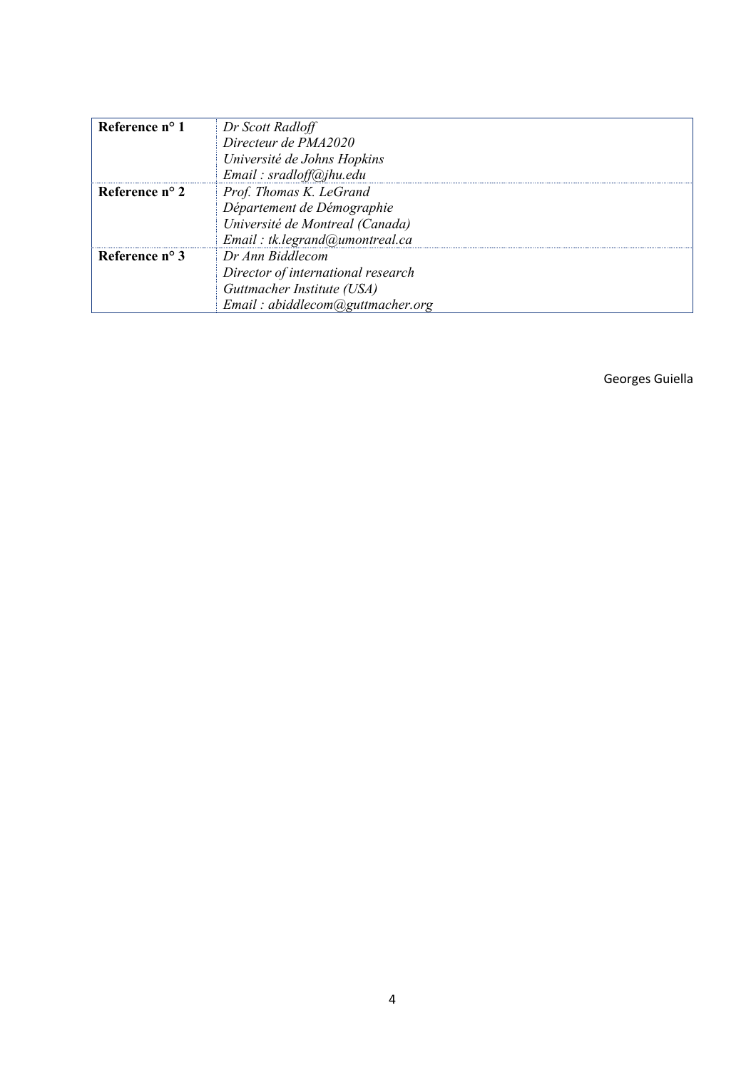| | |
|---|---|
| **Reference n° 1** | *Dr Scott Radloff*<br>*Directeur de PMA2020*<br>*Université de Johns Hopkins*<br>*Email : sradloff@jhu.edu* |
| **Reference n° 2** | *Prof. Thomas K. LeGrand*<br>*Département de Démographie*<br>*Université de Montreal (Canada)*<br>*Email : tk.legrand@umontreal.ca* |
| **Reference n° 3** | *Dr Ann Biddlecom*<br>*Director of international research*<br>*Guttmacher Institute (USA)*<br>*Email : abiddlecom@guttmacher.org* |

Georges Guiella